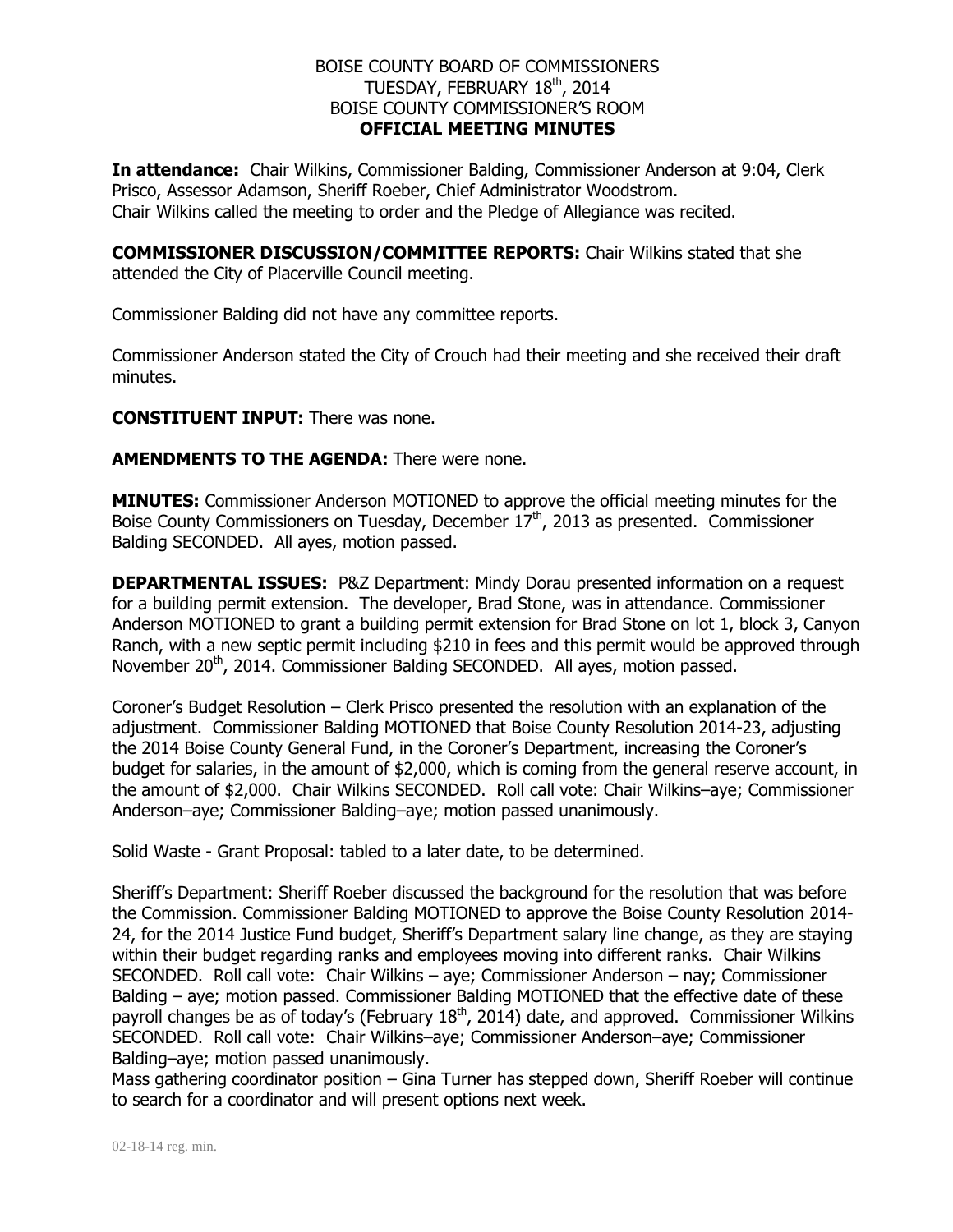# BOISE COUNTY BOARD OF COMMISSIONERS
## TUESDAY, FEBRUARY 18th, 2014
## BOISE COUNTY COMMISSIONER'S ROOM
## OFFICIAL MEETING MINUTES

**In attendance:** Chair Wilkins, Commissioner Balding, Commissioner Anderson at 9:04, Clerk Prisco, Assessor Adamson, Sheriff Roeber, Chief Administrator Woodstrom.
Chair Wilkins called the meeting to order and the Pledge of Allegiance was recited.

**COMMISSIONER DISCUSSION/COMMITTEE REPORTS:** Chair Wilkins stated that she attended the City of Placerville Council meeting.

Commissioner Balding did not have any committee reports.

Commissioner Anderson stated the City of Crouch had their meeting and she received their draft minutes.

**CONSTITUENT INPUT:** There was none.

**AMENDMENTS TO THE AGENDA:** There were none.

**MINUTES:** Commissioner Anderson MOTIONED to approve the official meeting minutes for the Boise County Commissioners on Tuesday, December 17th, 2013 as presented. Commissioner Balding SECONDED. All ayes, motion passed.

**DEPARTMENTAL ISSUES:** P&Z Department: Mindy Dorau presented information on a request for a building permit extension. The developer, Brad Stone, was in attendance. Commissioner Anderson MOTIONED to grant a building permit extension for Brad Stone on lot 1, block 3, Canyon Ranch, with a new septic permit including $210 in fees and this permit would be approved through November 20th, 2014. Commissioner Balding SECONDED. All ayes, motion passed.

Coroner's Budget Resolution – Clerk Prisco presented the resolution with an explanation of the adjustment. Commissioner Balding MOTIONED that Boise County Resolution 2014-23, adjusting the 2014 Boise County General Fund, in the Coroner's Department, increasing the Coroner's budget for salaries, in the amount of $2,000, which is coming from the general reserve account, in the amount of $2,000. Chair Wilkins SECONDED. Roll call vote: Chair Wilkins–aye; Commissioner Anderson–aye; Commissioner Balding–aye; motion passed unanimously.

Solid Waste - Grant Proposal: tabled to a later date, to be determined.

Sheriff's Department: Sheriff Roeber discussed the background for the resolution that was before the Commission. Commissioner Balding MOTIONED to approve the Boise County Resolution 2014-24, for the 2014 Justice Fund budget, Sheriff's Department salary line change, as they are staying within their budget regarding ranks and employees moving into different ranks. Chair Wilkins SECONDED. Roll call vote: Chair Wilkins – aye; Commissioner Anderson – nay; Commissioner Balding – aye; motion passed. Commissioner Balding MOTIONED that the effective date of these payroll changes be as of today's (February 18th, 2014) date, and approved. Commissioner Wilkins SECONDED. Roll call vote: Chair Wilkins–aye; Commissioner Anderson–aye; Commissioner Balding–aye; motion passed unanimously.
Mass gathering coordinator position – Gina Turner has stepped down, Sheriff Roeber will continue to search for a coordinator and will present options next week.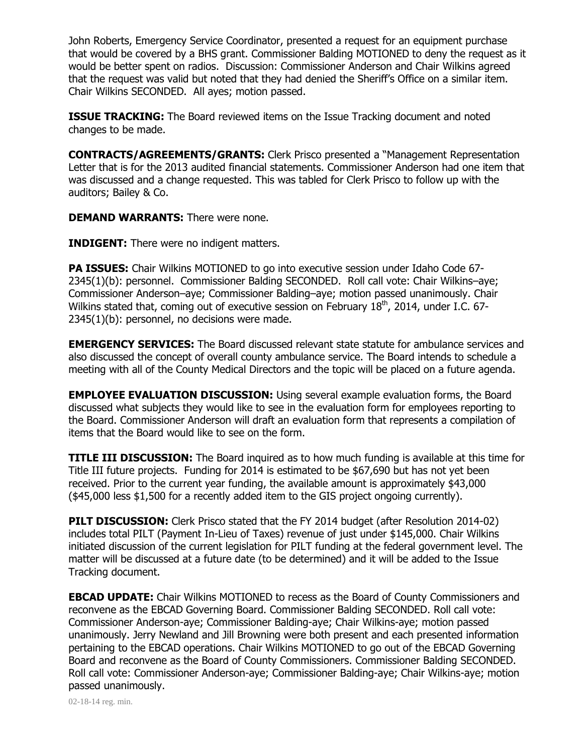John Roberts, Emergency Service Coordinator, presented a request for an equipment purchase that would be covered by a BHS grant. Commissioner Balding MOTIONED to deny the request as it would be better spent on radios. Discussion: Commissioner Anderson and Chair Wilkins agreed that the request was valid but noted that they had denied the Sheriff's Office on a similar item. Chair Wilkins SECONDED. All ayes; motion passed.

**ISSUE TRACKING:** The Board reviewed items on the Issue Tracking document and noted changes to be made.

**CONTRACTS/AGREEMENTS/GRANTS:** Clerk Prisco presented a "Management Representation Letter that is for the 2013 audited financial statements. Commissioner Anderson had one item that was discussed and a change requested. This was tabled for Clerk Prisco to follow up with the auditors; Bailey & Co.

**DEMAND WARRANTS:** There were none.

**INDIGENT:** There were no indigent matters.

**PA ISSUES:** Chair Wilkins MOTIONED to go into executive session under Idaho Code 67-2345(1)(b): personnel. Commissioner Balding SECONDED. Roll call vote: Chair Wilkins–aye; Commissioner Anderson–aye; Commissioner Balding–aye; motion passed unanimously. Chair Wilkins stated that, coming out of executive session on February 18th, 2014, under I.C. 67-2345(1)(b): personnel, no decisions were made.

**EMERGENCY SERVICES:** The Board discussed relevant state statute for ambulance services and also discussed the concept of overall county ambulance service. The Board intends to schedule a meeting with all of the County Medical Directors and the topic will be placed on a future agenda.

**EMPLOYEE EVALUATION DISCUSSION:** Using several example evaluation forms, the Board discussed what subjects they would like to see in the evaluation form for employees reporting to the Board. Commissioner Anderson will draft an evaluation form that represents a compilation of items that the Board would like to see on the form.

**TITLE III DISCUSSION:** The Board inquired as to how much funding is available at this time for Title III future projects. Funding for 2014 is estimated to be $67,690 but has not yet been received. Prior to the current year funding, the available amount is approximately $43,000 ($45,000 less $1,500 for a recently added item to the GIS project ongoing currently).

**PILT DISCUSSION:** Clerk Prisco stated that the FY 2014 budget (after Resolution 2014-02) includes total PILT (Payment In-Lieu of Taxes) revenue of just under $145,000. Chair Wilkins initiated discussion of the current legislation for PILT funding at the federal government level. The matter will be discussed at a future date (to be determined) and it will be added to the Issue Tracking document.

**EBCAD UPDATE:** Chair Wilkins MOTIONED to recess as the Board of County Commissioners and reconvene as the EBCAD Governing Board. Commissioner Balding SECONDED. Roll call vote: Commissioner Anderson-aye; Commissioner Balding-aye; Chair Wilkins-aye; motion passed unanimously. Jerry Newland and Jill Browning were both present and each presented information pertaining to the EBCAD operations. Chair Wilkins MOTIONED to go out of the EBCAD Governing Board and reconvene as the Board of County Commissioners. Commissioner Balding SECONDED. Roll call vote: Commissioner Anderson-aye; Commissioner Balding-aye; Chair Wilkins-aye; motion passed unanimously.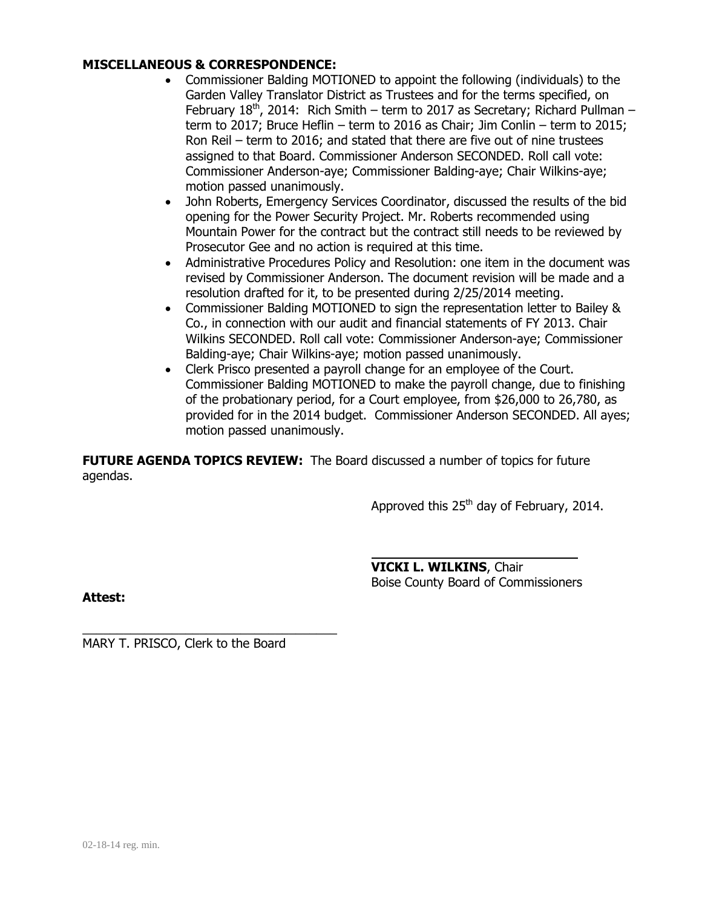**MISCELLANEOUS & CORRESPONDENCE:**

- Commissioner Balding MOTIONED to appoint the following (individuals) to the Garden Valley Translator District as Trustees and for the terms specified, on February 18th, 2014: Rich Smith – term to 2017 as Secretary; Richard Pullman – term to 2017; Bruce Heflin – term to 2016 as Chair; Jim Conlin – term to 2015; Ron Reil – term to 2016; and stated that there are five out of nine trustees assigned to that Board. Commissioner Anderson SECONDED. Roll call vote: Commissioner Anderson-aye; Commissioner Balding-aye; Chair Wilkins-aye; motion passed unanimously.
- John Roberts, Emergency Services Coordinator, discussed the results of the bid opening for the Power Security Project. Mr. Roberts recommended using Mountain Power for the contract but the contract still needs to be reviewed by Prosecutor Gee and no action is required at this time.
- Administrative Procedures Policy and Resolution: one item in the document was revised by Commissioner Anderson. The document revision will be made and a resolution drafted for it, to be presented during 2/25/2014 meeting.
- Commissioner Balding MOTIONED to sign the representation letter to Bailey & Co., in connection with our audit and financial statements of FY 2013. Chair Wilkins SECONDED. Roll call vote: Commissioner Anderson-aye; Commissioner Balding-aye; Chair Wilkins-aye; motion passed unanimously.
- Clerk Prisco presented a payroll change for an employee of the Court. Commissioner Balding MOTIONED to make the payroll change, due to finishing of the probationary period, for a Court employee, from $26,000 to 26,780, as provided for in the 2014 budget. Commissioner Anderson SECONDED. All ayes; motion passed unanimously.

**FUTURE AGENDA TOPICS REVIEW:** The Board discussed a number of topics for future agendas.

Approved this 25th day of February, 2014.

\_\_\_\_\_\_\_\_\_\_\_\_\_\_\_\_\_\_\_\_\_\_\_\_\_\_\_\_

**VICKI L. WILKINS**, Chair
Boise County Board of Commissioners

**Attest:**

\_\_\_\_\_\_\_\_\_\_\_\_\_\_\_\_\_\_\_\_\_\_\_\_\_\_\_\_

MARY T. PRISCO, Clerk to the Board

02-18-14 reg. min.